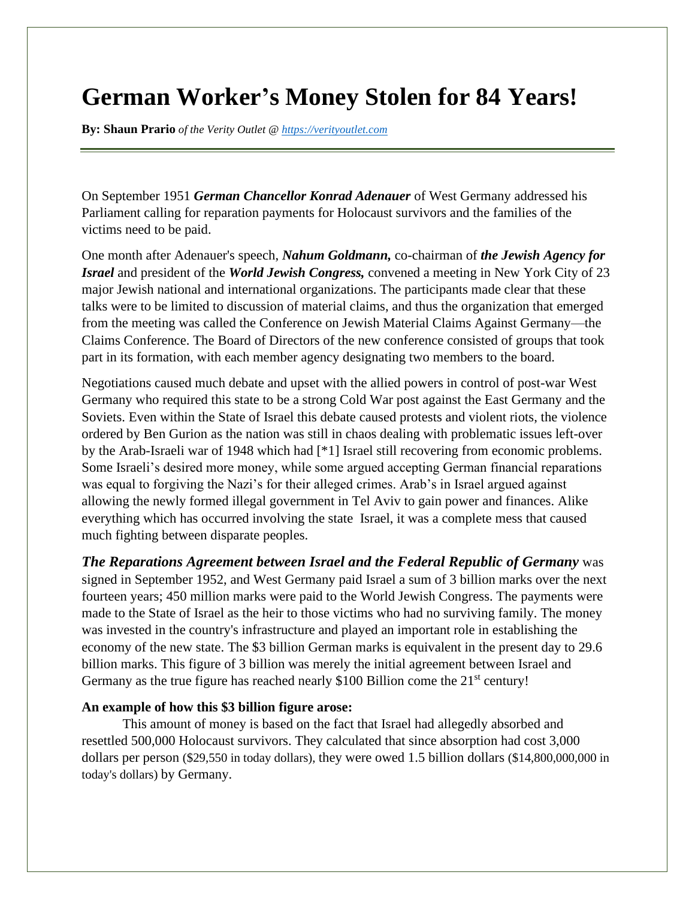# German Worker's Money Stolen for 84 Years!

**By: Shaun Prario** *of the Verity Outlet @ [https://verityoutlet.com](https://verityoutlet.com)*

---

On September 1951 ***German Chancellor Konrad Adenauer*** of West Germany addressed his Parliament calling for reparation payments for Holocaust survivors and the families of the victims need to be paid.

One month after Adenauer's speech, ***Nahum Goldmann,*** co-chairman of ***the Jewish Agency for Israel*** and president of the ***World Jewish Congress,*** convened a meeting in New York City of 23 major Jewish national and international organizations. The participants made clear that these talks were to be limited to discussion of material claims, and thus the organization that emerged from the meeting was called the Conference on Jewish Material Claims Against Germany—the Claims Conference. The Board of Directors of the new conference consisted of groups that took part in its formation, with each member agency designating two members to the board.

Negotiations caused much debate and upset with the allied powers in control of post-war West Germany who required this state to be a strong Cold War post against the East Germany and the Soviets. Even within the State of Israel this debate caused protests and violent riots, the violence ordered by Ben Gurion as the nation was still in chaos dealing with problematic issues left-over by the Arab-Israeli war of 1948 which had [*1] Israel still recovering from economic problems. Some Israeli's desired more money, while some argued accepting German financial reparations was equal to forgiving the Nazi's for their alleged crimes. Arab's in Israel argued against allowing the newly formed illegal government in Tel Aviv to gain power and finances. Alike everything which has occurred involving the state Israel, it was a complete mess that caused much fighting between disparate peoples.

***The Reparations Agreement between Israel and the Federal Republic of Germany*** was signed in September 1952, and West Germany paid Israel a sum of 3 billion marks over the next fourteen years; 450 million marks were paid to the World Jewish Congress. The payments were made to the State of Israel as the heir to those victims who had no surviving family. The money was invested in the country's infrastructure and played an important role in establishing the economy of the new state. The $3 billion German marks is equivalent in the present day to 29.6 billion marks. This figure of 3 billion was merely the initial agreement between Israel and Germany as the true figure has reached nearly $100 Billion come the 21st century!

**An example of how this $3 billion figure arose:**

This amount of money is based on the fact that Israel had allegedly absorbed and resettled 500,000 Holocaust survivors. They calculated that since absorption had cost 3,000 dollars per person ($29,550 in today dollars), they were owed 1.5 billion dollars ($14,800,000,000 in today's dollars) by Germany.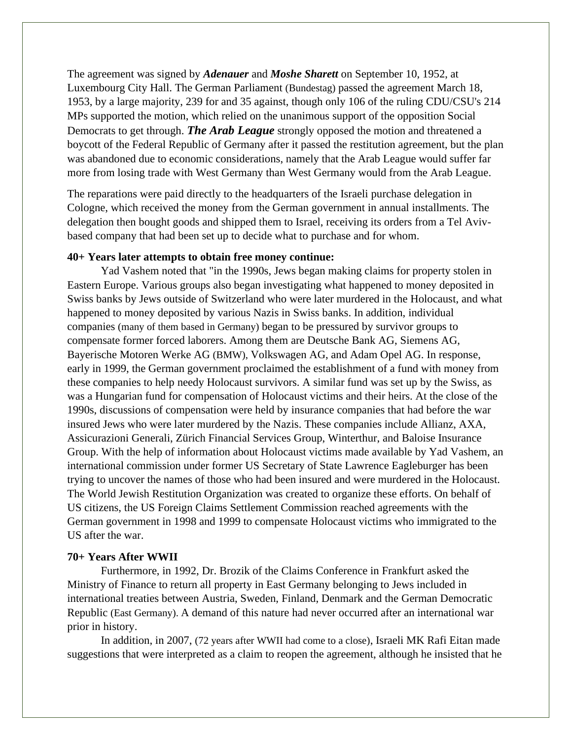The agreement was signed by ***Adenauer*** and ***Moshe Sharett*** on September 10, 1952, at Luxembourg City Hall. The German Parliament (Bundestag) passed the agreement March 18, 1953, by a large majority, 239 for and 35 against, though only 106 of the ruling CDU/CSU's 214 MPs supported the motion, which relied on the unanimous support of the opposition Social Democrats to get through. ***The Arab League*** strongly opposed the motion and threatened a boycott of the Federal Republic of Germany after it passed the restitution agreement, but the plan was abandoned due to economic considerations, namely that the Arab League would suffer far more from losing trade with West Germany than West Germany would from the Arab League.

The reparations were paid directly to the headquarters of the Israeli purchase delegation in Cologne, which received the money from the German government in annual installments. The delegation then bought goods and shipped them to Israel, receiving its orders from a Tel Aviv-based company that had been set up to decide what to purchase and for whom.

**40+ Years later attempts to obtain free money continue:**

Yad Vashem noted that "in the 1990s, Jews began making claims for property stolen in Eastern Europe. Various groups also began investigating what happened to money deposited in Swiss banks by Jews outside of Switzerland who were later murdered in the Holocaust, and what happened to money deposited by various Nazis in Swiss banks. In addition, individual companies (many of them based in Germany) began to be pressured by survivor groups to compensate former forced laborers. Among them are Deutsche Bank AG, Siemens AG, Bayerische Motoren Werke AG (BMW), Volkswagen AG, and Adam Opel AG. In response, early in 1999, the German government proclaimed the establishment of a fund with money from these companies to help needy Holocaust survivors. A similar fund was set up by the Swiss, as was a Hungarian fund for compensation of Holocaust victims and their heirs. At the close of the 1990s, discussions of compensation were held by insurance companies that had before the war insured Jews who were later murdered by the Nazis. These companies include Allianz, AXA, Assicurazioni Generali, Zürich Financial Services Group, Winterthur, and Baloise Insurance Group. With the help of information about Holocaust victims made available by Yad Vashem, an international commission under former US Secretary of State Lawrence Eagleburger has been trying to uncover the names of those who had been insured and were murdered in the Holocaust. The World Jewish Restitution Organization was created to organize these efforts. On behalf of US citizens, the US Foreign Claims Settlement Commission reached agreements with the German government in 1998 and 1999 to compensate Holocaust victims who immigrated to the US after the war.

**70+ Years After WWII**

Furthermore, in 1992, Dr. Brozik of the Claims Conference in Frankfurt asked the Ministry of Finance to return all property in East Germany belonging to Jews included in international treaties between Austria, Sweden, Finland, Denmark and the German Democratic Republic (East Germany). A demand of this nature had never occurred after an international war prior in history.

In addition, in 2007, (72 years after WWII had come to a close), Israeli MK Rafi Eitan made suggestions that were interpreted as a claim to reopen the agreement, although he insisted that he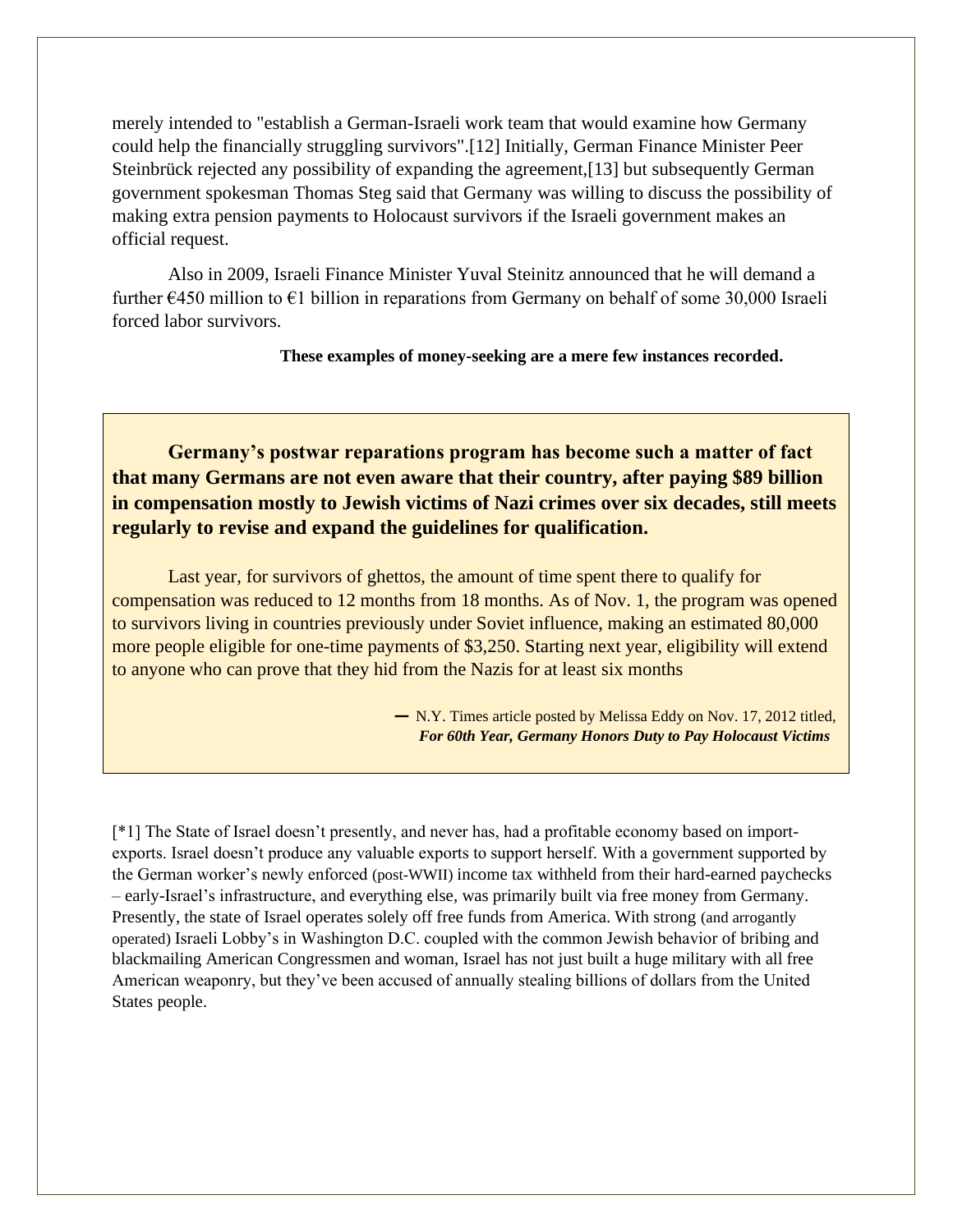merely intended to "establish a German-Israeli work team that would examine how Germany could help the financially struggling survivors".[12] Initially, German Finance Minister Peer Steinbrück rejected any possibility of expanding the agreement,[13] but subsequently German government spokesman Thomas Steg said that Germany was willing to discuss the possibility of making extra pension payments to Holocaust survivors if the Israeli government makes an official request.

Also in 2009, Israeli Finance Minister Yuval Steinitz announced that he will demand a further €450 million to €1 billion in reparations from Germany on behalf of some 30,000 Israeli forced labor survivors.

**These examples of money-seeking are a mere few instances recorded.**

> **Germany's postwar reparations program has become such a matter of fact that many Germans are not even aware that their country, after paying $89 billion in compensation mostly to Jewish victims of Nazi crimes over six decades, still meets regularly to revise and expand the guidelines for qualification.**
>
> Last year, for survivors of ghettos, the amount of time spent there to qualify for compensation was reduced to 12 months from 18 months. As of Nov. 1, the program was opened to survivors living in countries previously under Soviet influence, making an estimated 80,000 more people eligible for one-time payments of $3,250. Starting next year, eligibility will extend to anyone who can prove that they hid from the Nazis for at least six months
>
> — N.Y. Times article posted by Melissa Eddy on Nov. 17, 2012 titled, ***For 60th Year, Germany Honors Duty to Pay Holocaust Victims***

[*1] The State of Israel doesn't presently, and never has, had a profitable economy based on import-exports. Israel doesn't produce any valuable exports to support herself. With a government supported by the German worker's newly enforced (post-WWII) income tax withheld from their hard-earned paychecks – early-Israel's infrastructure, and everything else, was primarily built via free money from Germany. Presently, the state of Israel operates solely off free funds from America. With strong (and arrogantly operated) Israeli Lobby's in Washington D.C. coupled with the common Jewish behavior of bribing and blackmailing American Congressmen and woman, Israel has not just built a huge military with all free American weaponry, but they've been accused of annually stealing billions of dollars from the United States people.